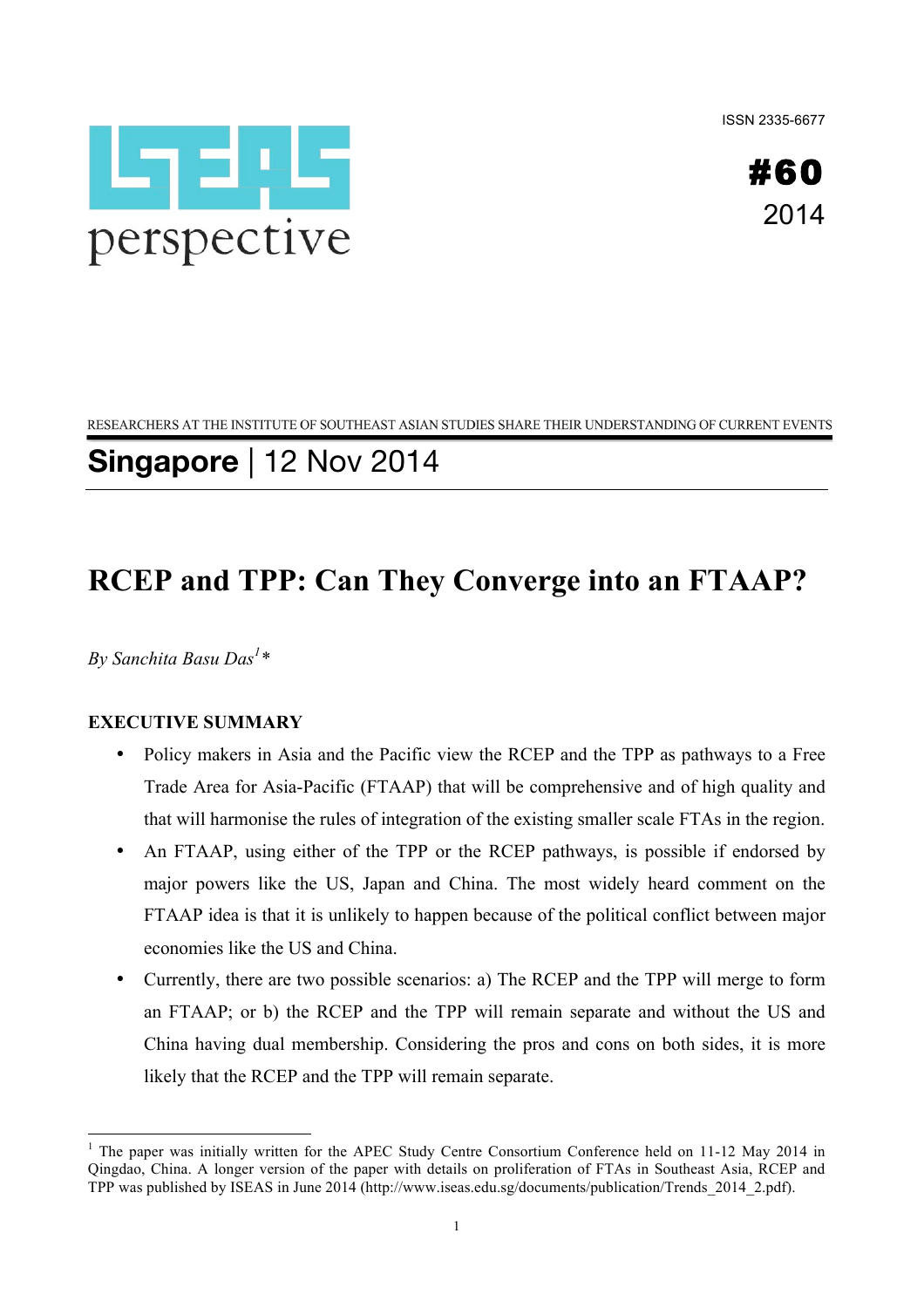ISSN 2335-6677

# ISEAS perspective

**#60**
2014

RESEARCHERS AT THE INSTITUTE OF SOUTHEAST ASIAN STUDIES SHARE THEIR UNDERSTANDING OF CURRENT EVENTS

## **Singapore** | 12 Nov 2014

# RCEP and TPP: Can They Converge into an FTAAP?

*By Sanchita Basu Das*[1]*

## EXECUTIVE SUMMARY

- Policy makers in Asia and the Pacific view the RCEP and the TPP as pathways to a Free Trade Area for Asia-Pacific (FTAAP) that will be comprehensive and of high quality and that will harmonise the rules of integration of the existing smaller scale FTAs in the region.
- An FTAAP, using either of the TPP or the RCEP pathways, is possible if endorsed by major powers like the US, Japan and China. The most widely heard comment on the FTAAP idea is that it is unlikely to happen because of the political conflict between major economies like the US and China.
- Currently, there are two possible scenarios: a) The RCEP and the TPP will merge to form an FTAAP; or b) the RCEP and the TPP will remain separate and without the US and China having dual membership. Considering the pros and cons on both sides, it is more likely that the RCEP and the TPP will remain separate.

---

[1] The paper was initially written for the APEC Study Centre Consortium Conference held on 11-12 May 2014 in Qingdao, China. A longer version of the paper with details on proliferation of FTAs in Southeast Asia, RCEP and TPP was published by ISEAS in June 2014 (http://www.iseas.edu.sg/documents/publication/Trends_2014_2.pdf).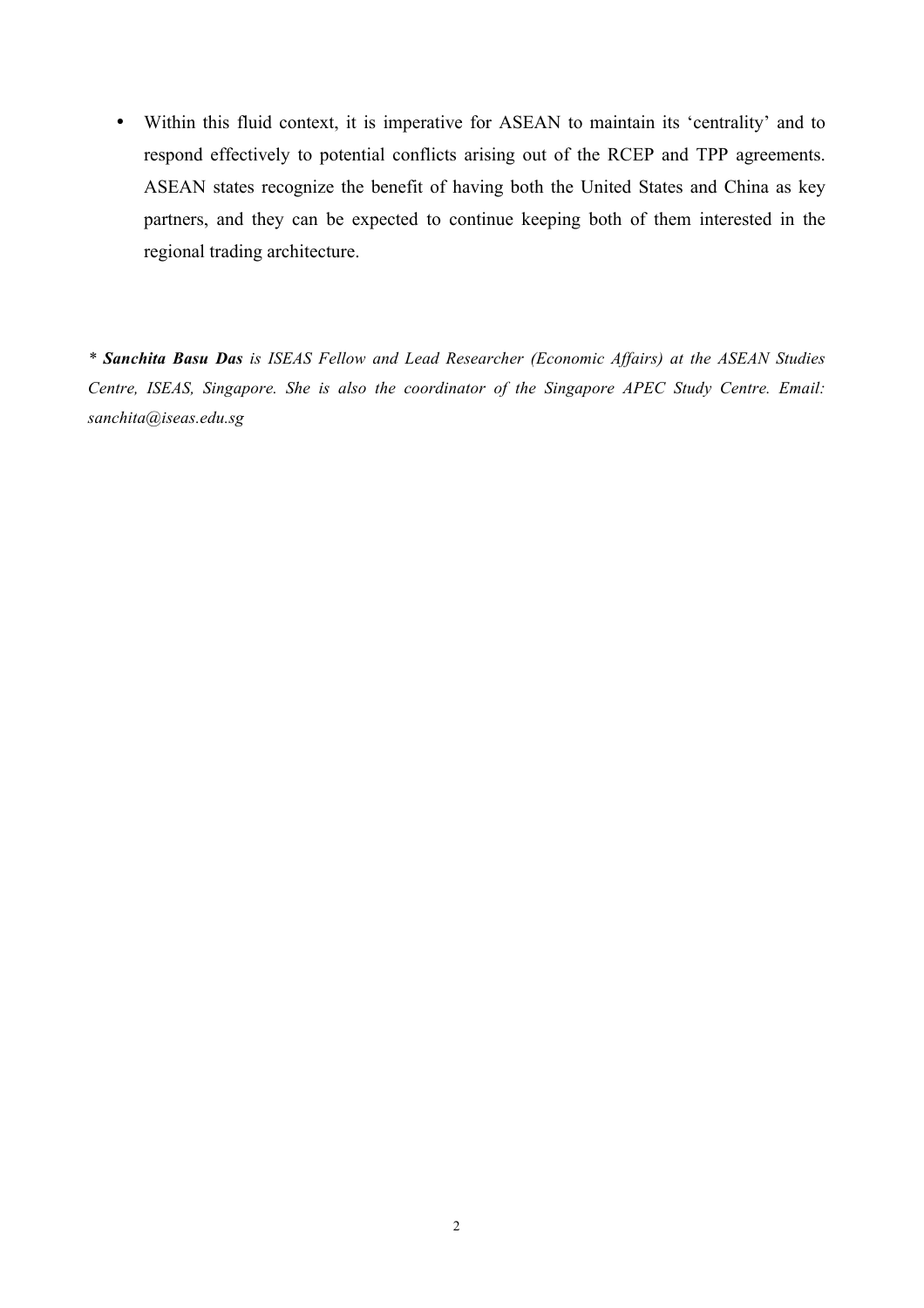- Within this fluid context, it is imperative for ASEAN to maintain its 'centrality' and to respond effectively to potential conflicts arising out of the RCEP and TPP agreements. ASEAN states recognize the benefit of having both the United States and China as key partners, and they can be expected to continue keeping both of them interested in the regional trading architecture.

*\* **Sanchita Basu Das** is ISEAS Fellow and Lead Researcher (Economic Affairs) at the ASEAN Studies Centre, ISEAS, Singapore. She is also the coordinator of the Singapore APEC Study Centre. Email: sanchita@iseas.edu.sg*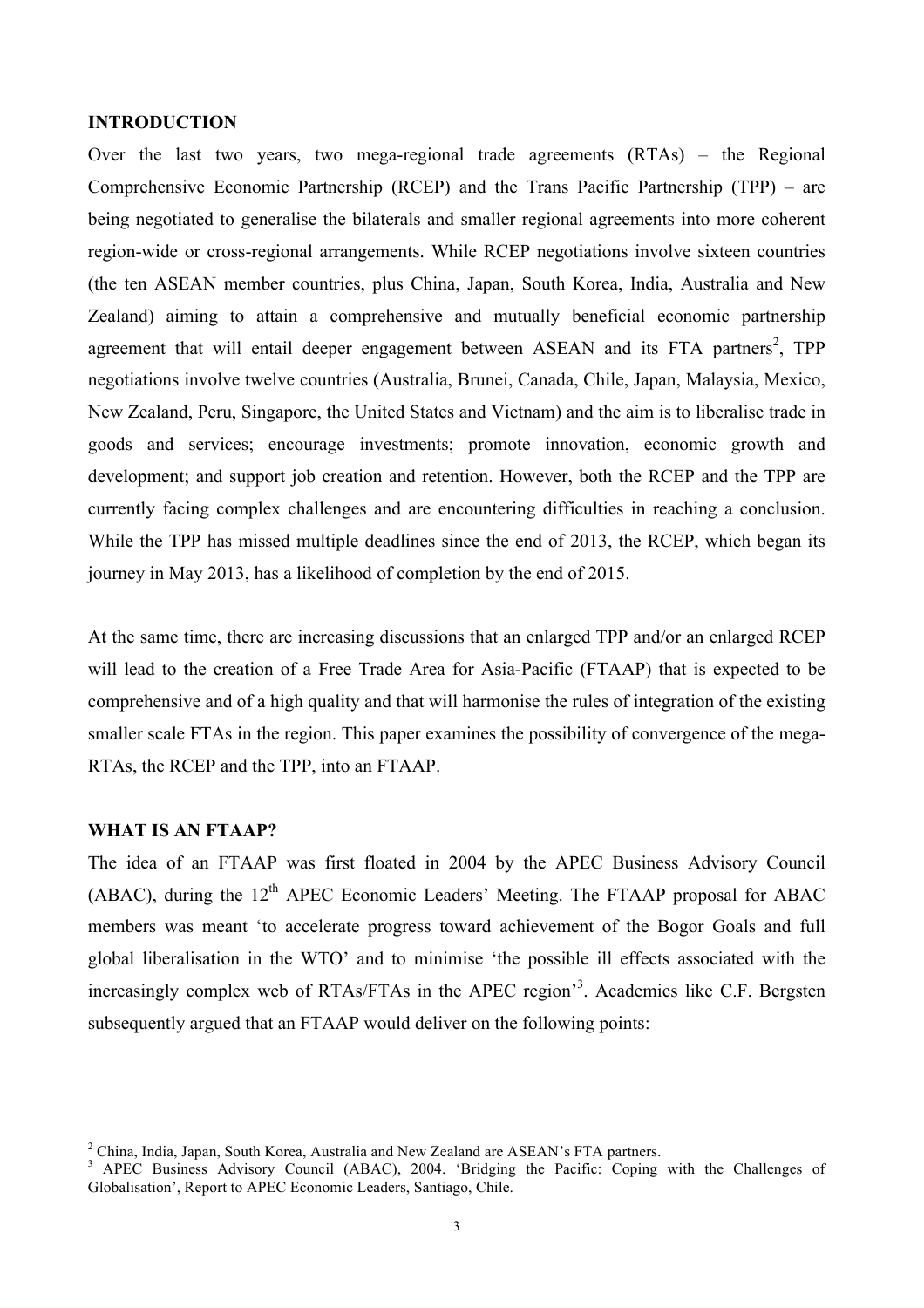## INTRODUCTION

Over the last two years, two mega-regional trade agreements (RTAs) – the Regional Comprehensive Economic Partnership (RCEP) and the Trans Pacific Partnership (TPP) – are being negotiated to generalise the bilaterals and smaller regional agreements into more coherent region-wide or cross-regional arrangements. While RCEP negotiations involve sixteen countries (the ten ASEAN member countries, plus China, Japan, South Korea, India, Australia and New Zealand) aiming to attain a comprehensive and mutually beneficial economic partnership agreement that will entail deeper engagement between ASEAN and its FTA partners[2], TPP negotiations involve twelve countries (Australia, Brunei, Canada, Chile, Japan, Malaysia, Mexico, New Zealand, Peru, Singapore, the United States and Vietnam) and the aim is to liberalise trade in goods and services; encourage investments; promote innovation, economic growth and development; and support job creation and retention. However, both the RCEP and the TPP are currently facing complex challenges and are encountering difficulties in reaching a conclusion. While the TPP has missed multiple deadlines since the end of 2013, the RCEP, which began its journey in May 2013, has a likelihood of completion by the end of 2015.

At the same time, there are increasing discussions that an enlarged TPP and/or an enlarged RCEP will lead to the creation of a Free Trade Area for Asia-Pacific (FTAAP) that is expected to be comprehensive and of a high quality and that will harmonise the rules of integration of the existing smaller scale FTAs in the region. This paper examines the possibility of convergence of the mega-RTAs, the RCEP and the TPP, into an FTAAP.

## WHAT IS AN FTAAP?

The idea of an FTAAP was first floated in 2004 by the APEC Business Advisory Council (ABAC), during the 12th APEC Economic Leaders' Meeting. The FTAAP proposal for ABAC members was meant 'to accelerate progress toward achievement of the Bogor Goals and full global liberalisation in the WTO' and to minimise 'the possible ill effects associated with the increasingly complex web of RTAs/FTAs in the APEC region'[3]. Academics like C.F. Bergsten subsequently argued that an FTAAP would deliver on the following points:

---

[2] China, India, Japan, South Korea, Australia and New Zealand are ASEAN's FTA partners.

[3] APEC Business Advisory Council (ABAC), 2004. 'Bridging the Pacific: Coping with the Challenges of Globalisation', Report to APEC Economic Leaders, Santiago, Chile.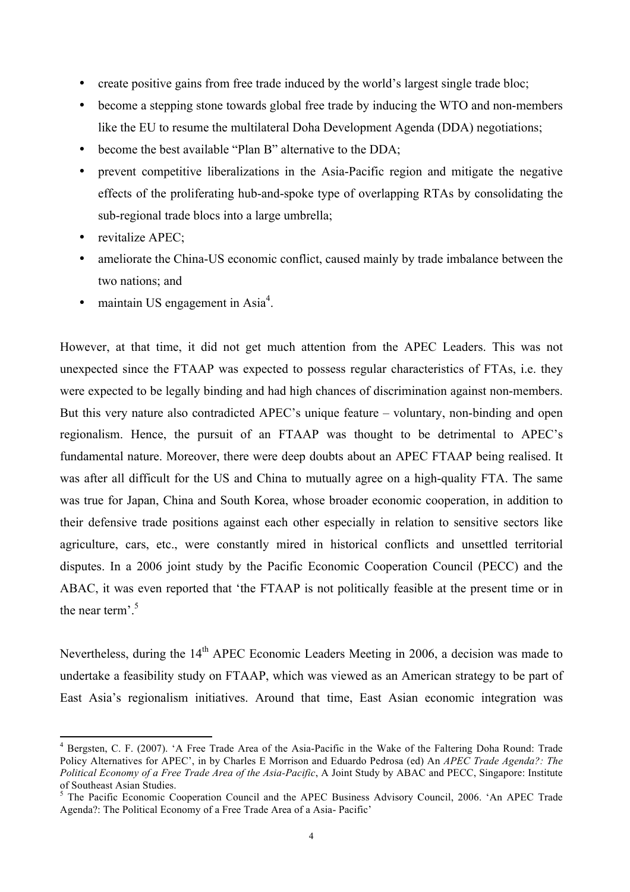- create positive gains from free trade induced by the world's largest single trade bloc;
- become a stepping stone towards global free trade by inducing the WTO and non-members like the EU to resume the multilateral Doha Development Agenda (DDA) negotiations;
- become the best available "Plan B" alternative to the DDA;
- prevent competitive liberalizations in the Asia-Pacific region and mitigate the negative effects of the proliferating hub-and-spoke type of overlapping RTAs by consolidating the sub-regional trade blocs into a large umbrella;
- revitalize APEC;
- ameliorate the China-US economic conflict, caused mainly by trade imbalance between the two nations; and
- maintain US engagement in Asia[4].

However, at that time, it did not get much attention from the APEC Leaders. This was not unexpected since the FTAAP was expected to possess regular characteristics of FTAs, i.e. they were expected to be legally binding and had high chances of discrimination against non-members. But this very nature also contradicted APEC's unique feature – voluntary, non-binding and open regionalism. Hence, the pursuit of an FTAAP was thought to be detrimental to APEC's fundamental nature. Moreover, there were deep doubts about an APEC FTAAP being realised. It was after all difficult for the US and China to mutually agree on a high-quality FTA. The same was true for Japan, China and South Korea, whose broader economic cooperation, in addition to their defensive trade positions against each other especially in relation to sensitive sectors like agriculture, cars, etc., were constantly mired in historical conflicts and unsettled territorial disputes. In a 2006 joint study by the Pacific Economic Cooperation Council (PECC) and the ABAC, it was even reported that 'the FTAAP is not politically feasible at the present time or in the near term'.[5]

Nevertheless, during the 14th APEC Economic Leaders Meeting in 2006, a decision was made to undertake a feasibility study on FTAAP, which was viewed as an American strategy to be part of East Asia's regionalism initiatives. Around that time, East Asian economic integration was

[4] Bergsten, C. F. (2007). 'A Free Trade Area of the Asia-Pacific in the Wake of the Faltering Doha Round: Trade Policy Alternatives for APEC', in by Charles E Morrison and Eduardo Pedrosa (ed) An *APEC Trade Agenda?: The Political Economy of a Free Trade Area of the Asia-Pacific*, A Joint Study by ABAC and PECC, Singapore: Institute of Southeast Asian Studies.

[5] The Pacific Economic Cooperation Council and the APEC Business Advisory Council, 2006. 'An APEC Trade Agenda?: The Political Economy of a Free Trade Area of a Asia- Pacific'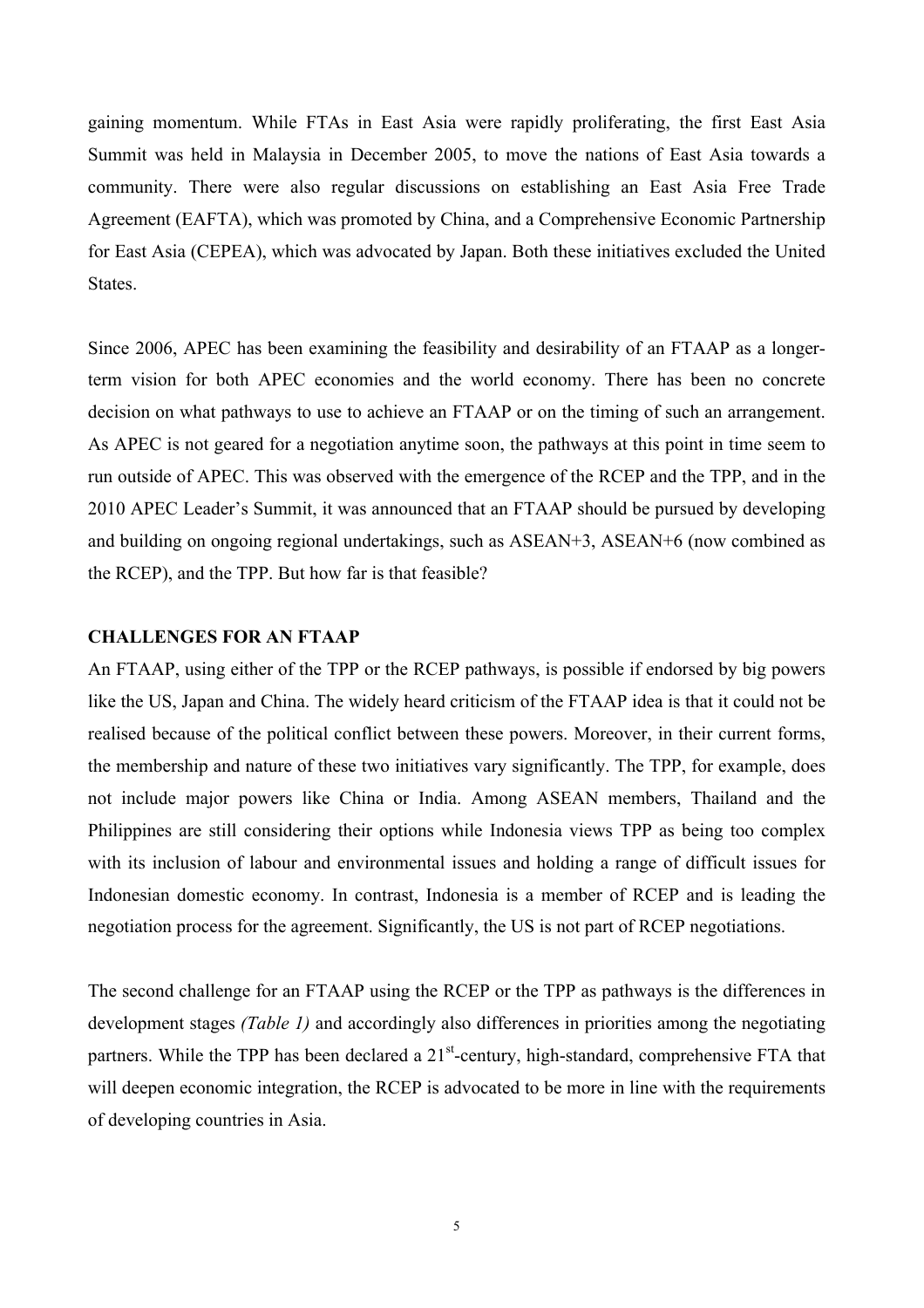gaining momentum. While FTAs in East Asia were rapidly proliferating, the first East Asia Summit was held in Malaysia in December 2005, to move the nations of East Asia towards a community. There were also regular discussions on establishing an East Asia Free Trade Agreement (EAFTA), which was promoted by China, and a Comprehensive Economic Partnership for East Asia (CEPEA), which was advocated by Japan. Both these initiatives excluded the United States.

Since 2006, APEC has been examining the feasibility and desirability of an FTAAP as a longer-term vision for both APEC economies and the world economy. There has been no concrete decision on what pathways to use to achieve an FTAAP or on the timing of such an arrangement. As APEC is not geared for a negotiation anytime soon, the pathways at this point in time seem to run outside of APEC. This was observed with the emergence of the RCEP and the TPP, and in the 2010 APEC Leader's Summit, it was announced that an FTAAP should be pursued by developing and building on ongoing regional undertakings, such as ASEAN+3, ASEAN+6 (now combined as the RCEP), and the TPP. But how far is that feasible?

**CHALLENGES FOR AN FTAAP**

An FTAAP, using either of the TPP or the RCEP pathways, is possible if endorsed by big powers like the US, Japan and China. The widely heard criticism of the FTAAP idea is that it could not be realised because of the political conflict between these powers. Moreover, in their current forms, the membership and nature of these two initiatives vary significantly. The TPP, for example, does not include major powers like China or India. Among ASEAN members, Thailand and the Philippines are still considering their options while Indonesia views TPP as being too complex with its inclusion of labour and environmental issues and holding a range of difficult issues for Indonesian domestic economy. In contrast, Indonesia is a member of RCEP and is leading the negotiation process for the agreement. Significantly, the US is not part of RCEP negotiations.

The second challenge for an FTAAP using the RCEP or the TPP as pathways is the differences in development stages *(Table 1)* and accordingly also differences in priorities among the negotiating partners. While the TPP has been declared a 21st-century, high-standard, comprehensive FTA that will deepen economic integration, the RCEP is advocated to be more in line with the requirements of developing countries in Asia.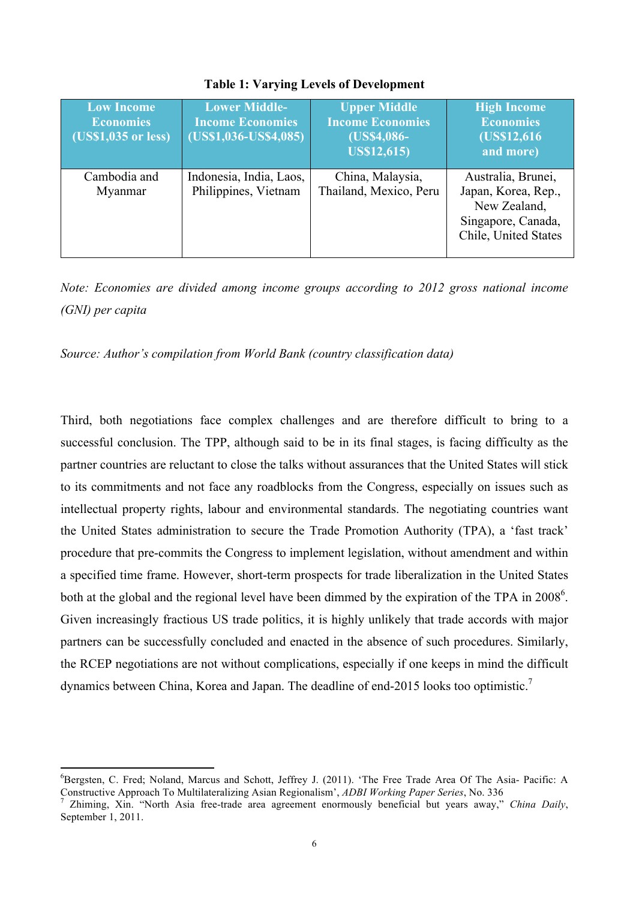**Table 1: Varying Levels of Development**

| Low Income Economies (US$1,035 or less) | Lower Middle-Income Economies (US$1,036-US$4,085) | Upper Middle Income Economies (US$4,086-US$12,615) | High Income Economies (US$12,616 and more) |
|---|---|---|---|
| Cambodia and Myanmar | Indonesia, India, Laos, Philippines, Vietnam | China, Malaysia, Thailand, Mexico, Peru | Australia, Brunei, Japan, Korea, Rep., New Zealand, Singapore, Canada, Chile, United States |

*Note: Economies are divided among income groups according to 2012 gross national income (GNI) per capita*

*Source: Author's compilation from World Bank (country classification data)*

Third, both negotiations face complex challenges and are therefore difficult to bring to a successful conclusion. The TPP, although said to be in its final stages, is facing difficulty as the partner countries are reluctant to close the talks without assurances that the United States will stick to its commitments and not face any roadblocks from the Congress, especially on issues such as intellectual property rights, labour and environmental standards. The negotiating countries want the United States administration to secure the Trade Promotion Authority (TPA), a 'fast track' procedure that pre-commits the Congress to implement legislation, without amendment and within a specified time frame. However, short-term prospects for trade liberalization in the United States both at the global and the regional level have been dimmed by the expiration of the TPA in 2008[6]. Given increasingly fractious US trade politics, it is highly unlikely that trade accords with major partners can be successfully concluded and enacted in the absence of such procedures. Similarly, the RCEP negotiations are not without complications, especially if one keeps in mind the difficult dynamics between China, Korea and Japan. The deadline of end-2015 looks too optimistic.[7]

---

[6] Bergsten, C. Fred; Noland, Marcus and Schott, Jeffrey J. (2011). 'The Free Trade Area Of The Asia- Pacific: A Constructive Approach To Multilateralizing Asian Regionalism', *ADBI Working Paper Series*, No. 336

[7] Zhiming, Xin. "North Asia free-trade area agreement enormously beneficial but years away," *China Daily*, September 1, 2011.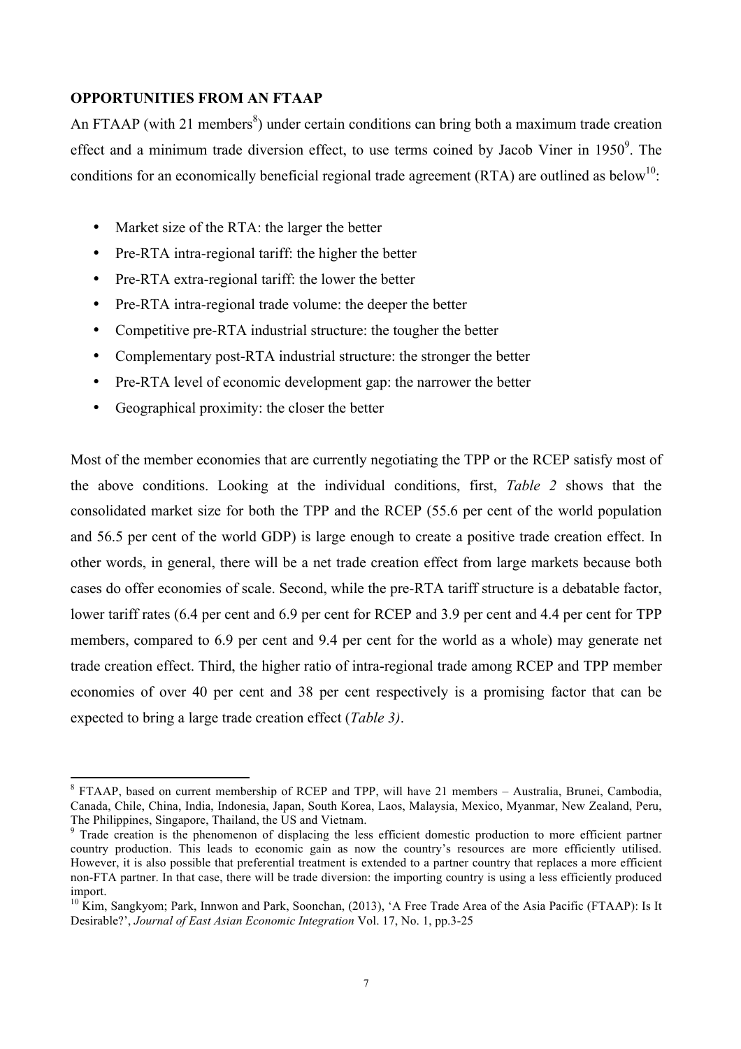**OPPORTUNITIES FROM AN FTAAP**

An FTAAP (with 21 members[8]) under certain conditions can bring both a maximum trade creation effect and a minimum trade diversion effect, to use terms coined by Jacob Viner in 1950[9]. The conditions for an economically beneficial regional trade agreement (RTA) are outlined as below[10]:

- Market size of the RTA: the larger the better
- Pre-RTA intra-regional tariff: the higher the better
- Pre-RTA extra-regional tariff: the lower the better
- Pre-RTA intra-regional trade volume: the deeper the better
- Competitive pre-RTA industrial structure: the tougher the better
- Complementary post-RTA industrial structure: the stronger the better
- Pre-RTA level of economic development gap: the narrower the better
- Geographical proximity: the closer the better

Most of the member economies that are currently negotiating the TPP or the RCEP satisfy most of the above conditions. Looking at the individual conditions, first, *Table 2* shows that the consolidated market size for both the TPP and the RCEP (55.6 per cent of the world population and 56.5 per cent of the world GDP) is large enough to create a positive trade creation effect. In other words, in general, there will be a net trade creation effect from large markets because both cases do offer economies of scale. Second, while the pre-RTA tariff structure is a debatable factor, lower tariff rates (6.4 per cent and 6.9 per cent for RCEP and 3.9 per cent and 4.4 per cent for TPP members, compared to 6.9 per cent and 9.4 per cent for the world as a whole) may generate net trade creation effect. Third, the higher ratio of intra-regional trade among RCEP and TPP member economies of over 40 per cent and 38 per cent respectively is a promising factor that can be expected to bring a large trade creation effect (*Table 3)*.

---

[8] FTAAP, based on current membership of RCEP and TPP, will have 21 members – Australia, Brunei, Cambodia, Canada, Chile, China, India, Indonesia, Japan, South Korea, Laos, Malaysia, Mexico, Myanmar, New Zealand, Peru, The Philippines, Singapore, Thailand, the US and Vietnam.

[9] Trade creation is the phenomenon of displacing the less efficient domestic production to more efficient partner country production. This leads to economic gain as now the country's resources are more efficiently utilised. However, it is also possible that preferential treatment is extended to a partner country that replaces a more efficient non-FTA partner. In that case, there will be trade diversion: the importing country is using a less efficiently produced import.

[10] Kim, Sangkyom; Park, Innwon and Park, Soonchan, (2013), 'A Free Trade Area of the Asia Pacific (FTAAP): Is It Desirable?', *Journal of East Asian Economic Integration* Vol. 17, No. 1, pp.3-25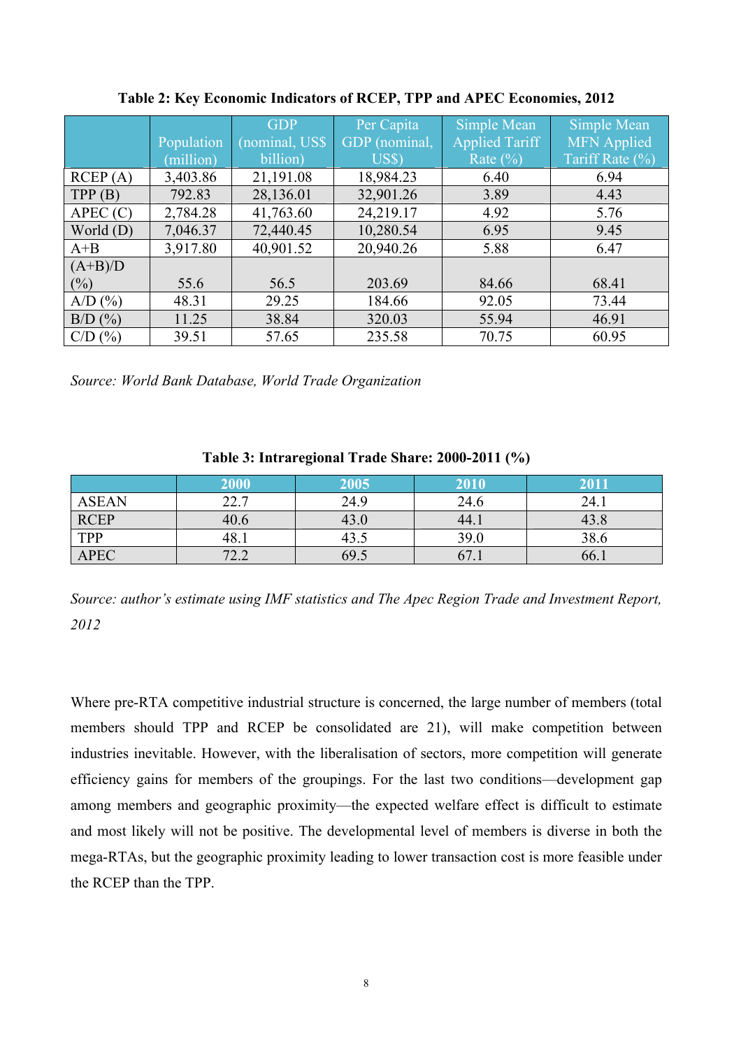**Table 2: Key Economic Indicators of RCEP, TPP and APEC Economies, 2012**

| | Population (million) | GDP (nominal, US$ billion) | Per Capita GDP (nominal, US$) | Simple Mean Applied Tariff Rate (%) | Simple Mean MFN Applied Tariff Rate (%) |
|---|---|---|---|---|---|
| RCEP (A) | 3,403.86 | 21,191.08 | 18,984.23 | 6.40 | 6.94 |
| TPP (B) | 792.83 | 28,136.01 | 32,901.26 | 3.89 | 4.43 |
| APEC (C) | 2,784.28 | 41,763.60 | 24,219.17 | 4.92 | 5.76 |
| World (D) | 7,046.37 | 72,440.45 | 10,280.54 | 6.95 | 9.45 |
| A+B | 3,917.80 | 40,901.52 | 20,940.26 | 5.88 | 6.47 |
| (A+B)/D (%) | 55.6 | 56.5 | 203.69 | 84.66 | 68.41 |
| A/D (%) | 48.31 | 29.25 | 184.66 | 92.05 | 73.44 |
| B/D (%) | 11.25 | 38.84 | 320.03 | 55.94 | 46.91 |
| C/D (%) | 39.51 | 57.65 | 235.58 | 70.75 | 60.95 |

*Source: World Bank Database, World Trade Organization*

**Table 3: Intraregional Trade Share: 2000-2011 (%)**

| | 2000 | 2005 | 2010 | 2011 |
|---|---|---|---|---|
| ASEAN | 22.7 | 24.9 | 24.6 | 24.1 |
| RCEP | 40.6 | 43.0 | 44.1 | 43.8 |
| TPP | 48.1 | 43.5 | 39.0 | 38.6 |
| APEC | 72.2 | 69.5 | 67.1 | 66.1 |

*Source: author's estimate using IMF statistics and The Apec Region Trade and Investment Report, 2012*

Where pre-RTA competitive industrial structure is concerned, the large number of members (total members should TPP and RCEP be consolidated are 21), will make competition between industries inevitable. However, with the liberalisation of sectors, more competition will generate efficiency gains for members of the groupings. For the last two conditions—development gap among members and geographic proximity—the expected welfare effect is difficult to estimate and most likely will not be positive. The developmental level of members is diverse in both the mega-RTAs, but the geographic proximity leading to lower transaction cost is more feasible under the RCEP than the TPP.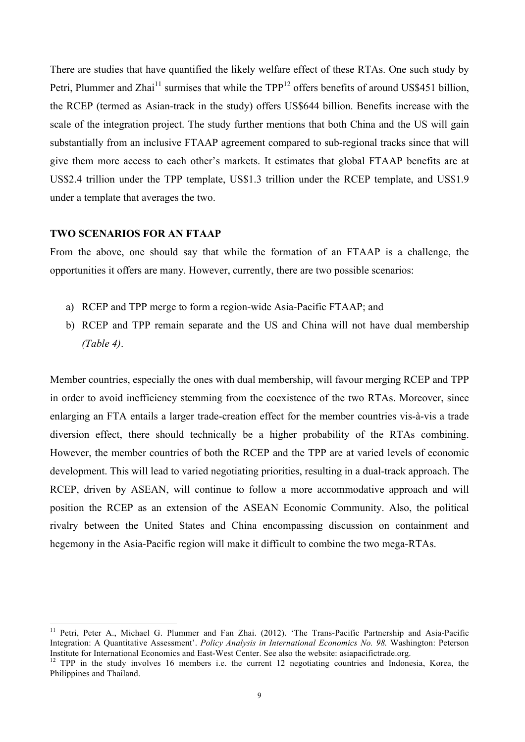There are studies that have quantified the likely welfare effect of these RTAs. One such study by Petri, Plummer and Zhai[11] surmises that while the TPP[12] offers benefits of around US$451 billion, the RCEP (termed as Asian-track in the study) offers US$644 billion. Benefits increase with the scale of the integration project. The study further mentions that both China and the US will gain substantially from an inclusive FTAAP agreement compared to sub-regional tracks since that will give them more access to each other's markets. It estimates that global FTAAP benefits are at US$2.4 trillion under the TPP template, US$1.3 trillion under the RCEP template, and US$1.9 under a template that averages the two.

**TWO SCENARIOS FOR AN FTAAP**

From the above, one should say that while the formation of an FTAAP is a challenge, the opportunities it offers are many. However, currently, there are two possible scenarios:

a) RCEP and TPP merge to form a region-wide Asia-Pacific FTAAP; and
b) RCEP and TPP remain separate and the US and China will not have dual membership *(Table 4)*.

Member countries, especially the ones with dual membership, will favour merging RCEP and TPP in order to avoid inefficiency stemming from the coexistence of the two RTAs. Moreover, since enlarging an FTA entails a larger trade-creation effect for the member countries vis-à-vis a trade diversion effect, there should technically be a higher probability of the RTAs combining. However, the member countries of both the RCEP and the TPP are at varied levels of economic development. This will lead to varied negotiating priorities, resulting in a dual-track approach. The RCEP, driven by ASEAN, will continue to follow a more accommodative approach and will position the RCEP as an extension of the ASEAN Economic Community. Also, the political rivalry between the United States and China encompassing discussion on containment and hegemony in the Asia-Pacific region will make it difficult to combine the two mega-RTAs.

---

[11] Petri, Peter A., Michael G. Plummer and Fan Zhai. (2012). 'The Trans-Pacific Partnership and Asia-Pacific Integration: A Quantitative Assessment'. *Policy Analysis in International Economics No. 98.* Washington: Peterson Institute for International Economics and East-West Center. See also the website: asiapacifictrade.org.

[12] TPP in the study involves 16 members i.e. the current 12 negotiating countries and Indonesia, Korea, the Philippines and Thailand.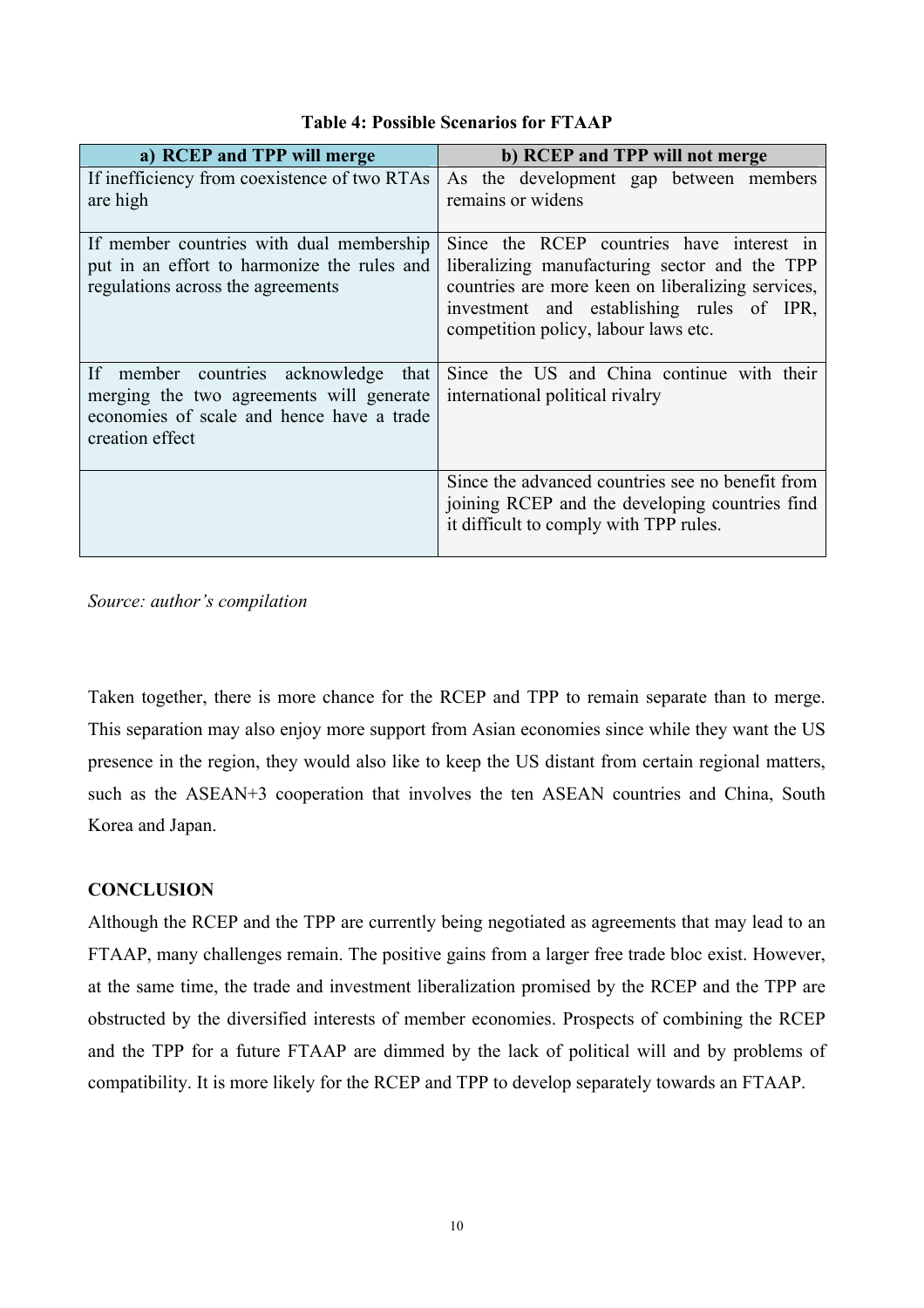**Table 4: Possible Scenarios for FTAAP**

| a) RCEP and TPP will merge | b) RCEP and TPP will not merge |
|---|---|
| If inefficiency from coexistence of two RTAs are high | As the development gap between members remains or widens |
| If member countries with dual membership put in an effort to harmonize the rules and regulations across the agreements | Since the RCEP countries have interest in liberalizing manufacturing sector and the TPP countries are more keen on liberalizing services, investment and establishing rules of IPR, competition policy, labour laws etc. |
| If member countries acknowledge that merging the two agreements will generate economies of scale and hence have a trade creation effect | Since the US and China continue with their international political rivalry |
| | Since the advanced countries see no benefit from joining RCEP and the developing countries find it difficult to comply with TPP rules. |

*Source: author's compilation*

Taken together, there is more chance for the RCEP and TPP to remain separate than to merge. This separation may also enjoy more support from Asian economies since while they want the US presence in the region, they would also like to keep the US distant from certain regional matters, such as the ASEAN+3 cooperation that involves the ten ASEAN countries and China, South Korea and Japan.

## CONCLUSION

Although the RCEP and the TPP are currently being negotiated as agreements that may lead to an FTAAP, many challenges remain. The positive gains from a larger free trade bloc exist. However, at the same time, the trade and investment liberalization promised by the RCEP and the TPP are obstructed by the diversified interests of member economies. Prospects of combining the RCEP and the TPP for a future FTAAP are dimmed by the lack of political will and by problems of compatibility. It is more likely for the RCEP and TPP to develop separately towards an FTAAP.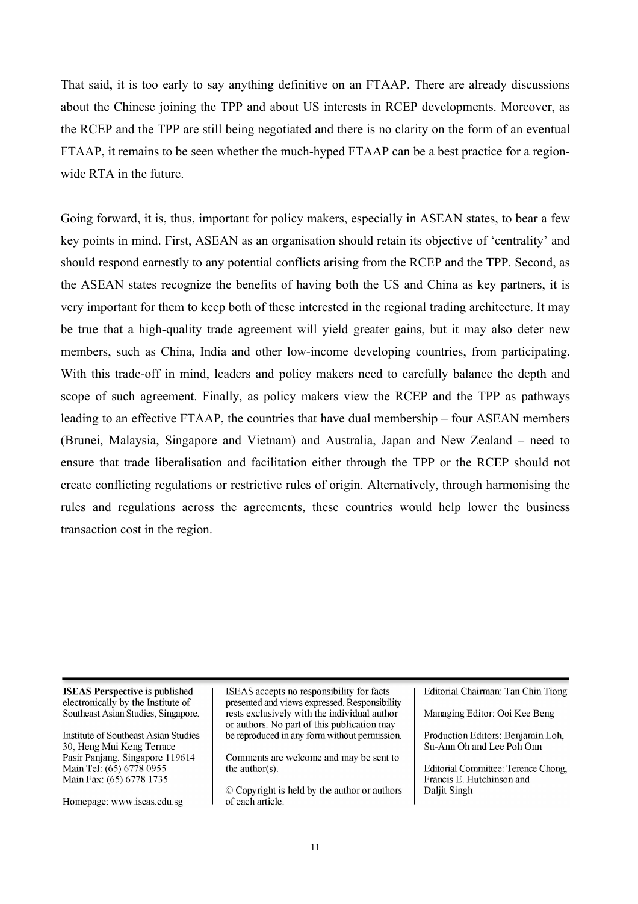That said, it is too early to say anything definitive on an FTAAP. There are already discussions about the Chinese joining the TPP and about US interests in RCEP developments. Moreover, as the RCEP and the TPP are still being negotiated and there is no clarity on the form of an eventual FTAAP, it remains to be seen whether the much-hyped FTAAP can be a best practice for a region-wide RTA in the future.

Going forward, it is, thus, important for policy makers, especially in ASEAN states, to bear a few key points in mind. First, ASEAN as an organisation should retain its objective of 'centrality' and should respond earnestly to any potential conflicts arising from the RCEP and the TPP. Second, as the ASEAN states recognize the benefits of having both the US and China as key partners, it is very important for them to keep both of these interested in the regional trading architecture. It may be true that a high-quality trade agreement will yield greater gains, but it may also deter new members, such as China, India and other low-income developing countries, from participating. With this trade-off in mind, leaders and policy makers need to carefully balance the depth and scope of such agreement. Finally, as policy makers view the RCEP and the TPP as pathways leading to an effective FTAAP, the countries that have dual membership – four ASEAN members (Brunei, Malaysia, Singapore and Vietnam) and Australia, Japan and New Zealand – need to ensure that trade liberalisation and facilitation either through the TPP or the RCEP should not create conflicting regulations or restrictive rules of origin. Alternatively, through harmonising the rules and regulations across the agreements, these countries would help lower the business transaction cost in the region.

---

**ISEAS Perspective** is published electronically by the Institute of Southeast Asian Studies, Singapore.

Institute of Southeast Asian Studies
30, Heng Mui Keng Terrace
Pasir Panjang, Singapore 119614
Main Tel: (65) 6778 0955
Main Fax: (65) 6778 1735

Homepage: www.iseas.edu.sg

ISEAS accepts no responsibility for facts presented and views expressed. Responsibility rests exclusively with the individual author or authors. No part of this publication may be reproduced in any form without permission.

Comments are welcome and may be sent to the author(s).

© Copyright is held by the author or authors of each article.

Editorial Chairman: Tan Chin Tiong

Managing Editor: Ooi Kee Beng

Production Editors: Benjamin Loh, Su-Ann Oh and Lee Poh Onn

Editorial Committee: Terence Chong, Francis E. Hutchinson and Daljit Singh